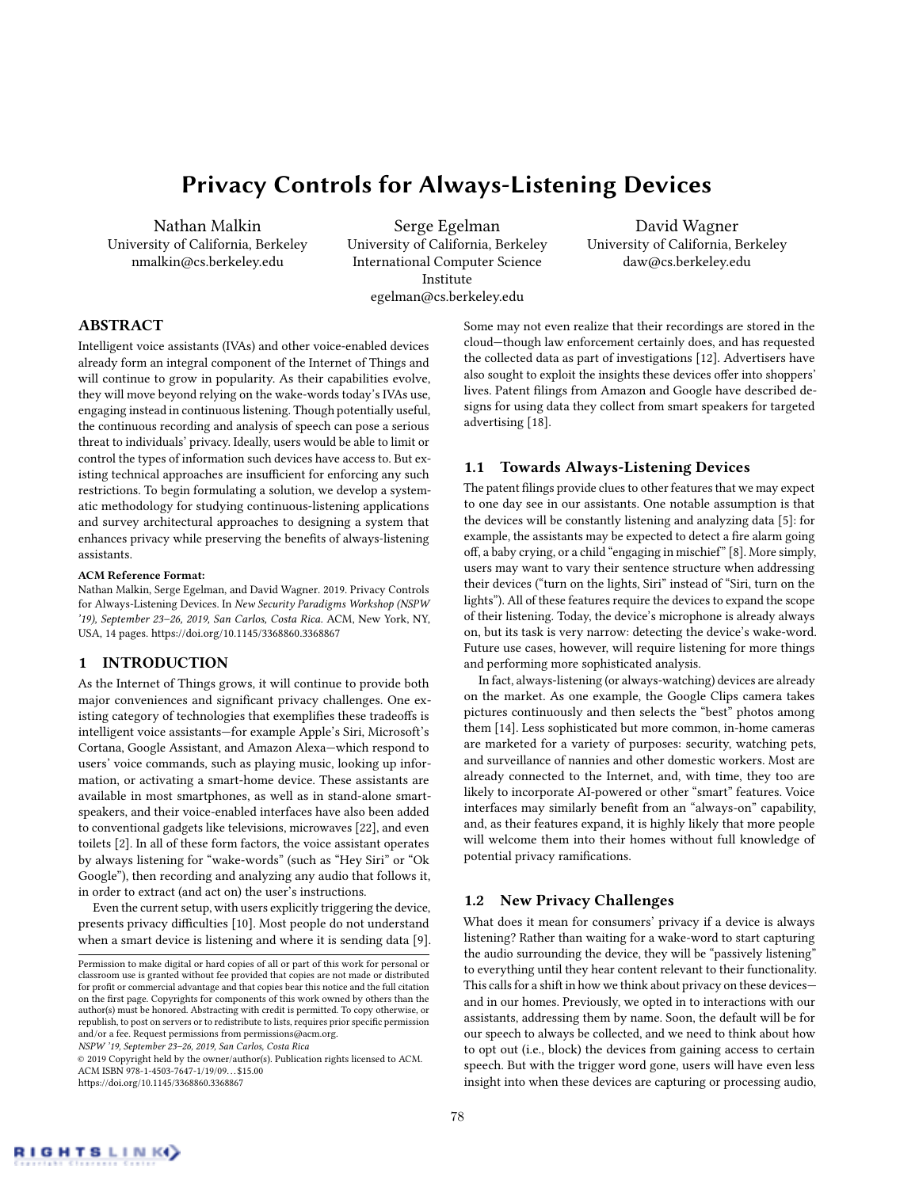# Privacy Controls for Always-Listening Devices

Nathan Malkin
University of California, Berkeley
nmalkin@cs.berkeley.edu

Serge Egelman
University of California, Berkeley
International Computer Science Institute
egelman@cs.berkeley.edu

David Wagner
University of California, Berkeley
daw@cs.berkeley.edu

## ABSTRACT

Intelligent voice assistants (IVAs) and other voice-enabled devices already form an integral component of the Internet of Things and will continue to grow in popularity. As their capabilities evolve, they will move beyond relying on the wake-words today's IVAs use, engaging instead in continuous listening. Though potentially useful, the continuous recording and analysis of speech can pose a serious threat to individuals' privacy. Ideally, users would be able to limit or control the types of information such devices have access to. But existing technical approaches are insufficient for enforcing any such restrictions. To begin formulating a solution, we develop a systematic methodology for studying continuous-listening applications and survey architectural approaches to designing a system that enhances privacy while preserving the benefits of always-listening assistants.

**ACM Reference Format:**
Nathan Malkin, Serge Egelman, and David Wagner. 2019. Privacy Controls for Always-Listening Devices. In *New Security Paradigms Workshop (NSPW '19), September 23–26, 2019, San Carlos, Costa Rica.* ACM, New York, NY, USA, 14 pages. https://doi.org/10.1145/3368860.3368867

## 1 INTRODUCTION

As the Internet of Things grows, it will continue to provide both major conveniences and significant privacy challenges. One existing category of technologies that exemplifies these tradeoffs is intelligent voice assistants—for example Apple's Siri, Microsoft's Cortana, Google Assistant, and Amazon Alexa—which respond to users' voice commands, such as playing music, looking up information, or activating a smart-home device. These assistants are available in most smartphones, as well as in stand-alone smart-speakers, and their voice-enabled interfaces have also been added to conventional gadgets like televisions, microwaves [22], and even toilets [2]. In all of these form factors, the voice assistant operates by always listening for "wake-words" (such as "Hey Siri" or "Ok Google"), then recording and analyzing any audio that follows it, in order to extract (and act on) the user's instructions.

Even the current setup, with users explicitly triggering the device, presents privacy difficulties [10]. Most people do not understand when a smart device is listening and where it is sending data [9]. Some may not even realize that their recordings are stored in the cloud—though law enforcement certainly does, and has requested the collected data as part of investigations [12]. Advertisers have also sought to exploit the insights these devices offer into shoppers' lives. Patent filings from Amazon and Google have described designs for using data they collect from smart speakers for targeted advertising [18].

### 1.1 Towards Always-Listening Devices

The patent filings provide clues to other features that we may expect to one day see in our assistants. One notable assumption is that the devices will be constantly listening and analyzing data [5]: for example, the assistants may be expected to detect a fire alarm going off, a baby crying, or a child "engaging in mischief" [8]. More simply, users may want to vary their sentence structure when addressing their devices ("turn on the lights, Siri" instead of "Siri, turn on the lights"). All of these features require the devices to expand the scope of their listening. Today, the device's microphone is already always on, but its task is very narrow: detecting the device's wake-word. Future use cases, however, will require listening for more things and performing more sophisticated analysis.

In fact, always-listening (or always-watching) devices are already on the market. As one example, the Google Clips camera takes pictures continuously and then selects the "best" photos among them [14]. Less sophisticated but more common, in-home cameras are marketed for a variety of purposes: security, watching pets, and surveillance of nannies and other domestic workers. Most are already connected to the Internet, and, with time, they too are likely to incorporate AI-powered or other "smart" features. Voice interfaces may similarly benefit from an "always-on" capability, and, as their features expand, it is highly likely that more people will welcome them into their homes without full knowledge of potential privacy ramifications.

### 1.2 New Privacy Challenges

What does it mean for consumers' privacy if a device is always listening? Rather than waiting for a wake-word to start capturing the audio surrounding the device, they will be "passively listening" to everything until they hear content relevant to their functionality. This calls for a shift in how we think about privacy on these devices—and in our homes. Previously, we opted in to interactions with our assistants, addressing them by name. Soon, the default will be for our speech to always be collected, and we need to think about how to opt out (i.e., block) the devices from gaining access to certain speech. But with the trigger word gone, users will have even less insight into when these devices are capturing or processing audio,

Permission to make digital or hard copies of all or part of this work for personal or classroom use is granted without fee provided that copies are not made or distributed for profit or commercial advantage and that copies bear this notice and the full citation on the first page. Copyrights for components of this work owned by others than the author(s) must be honored. Abstracting with credit is permitted. To copy otherwise, or republish, to post on servers or to redistribute to lists, requires prior specific permission and/or a fee. Request permissions from permissions@acm.org.
*NSPW '19, September 23–26, 2019, San Carlos, Costa Rica*
© 2019 Copyright held by the owner/author(s). Publication rights licensed to ACM.
ACM ISBN 978-1-4503-7647-1/19/09…$15.00
https://doi.org/10.1145/3368860.3368867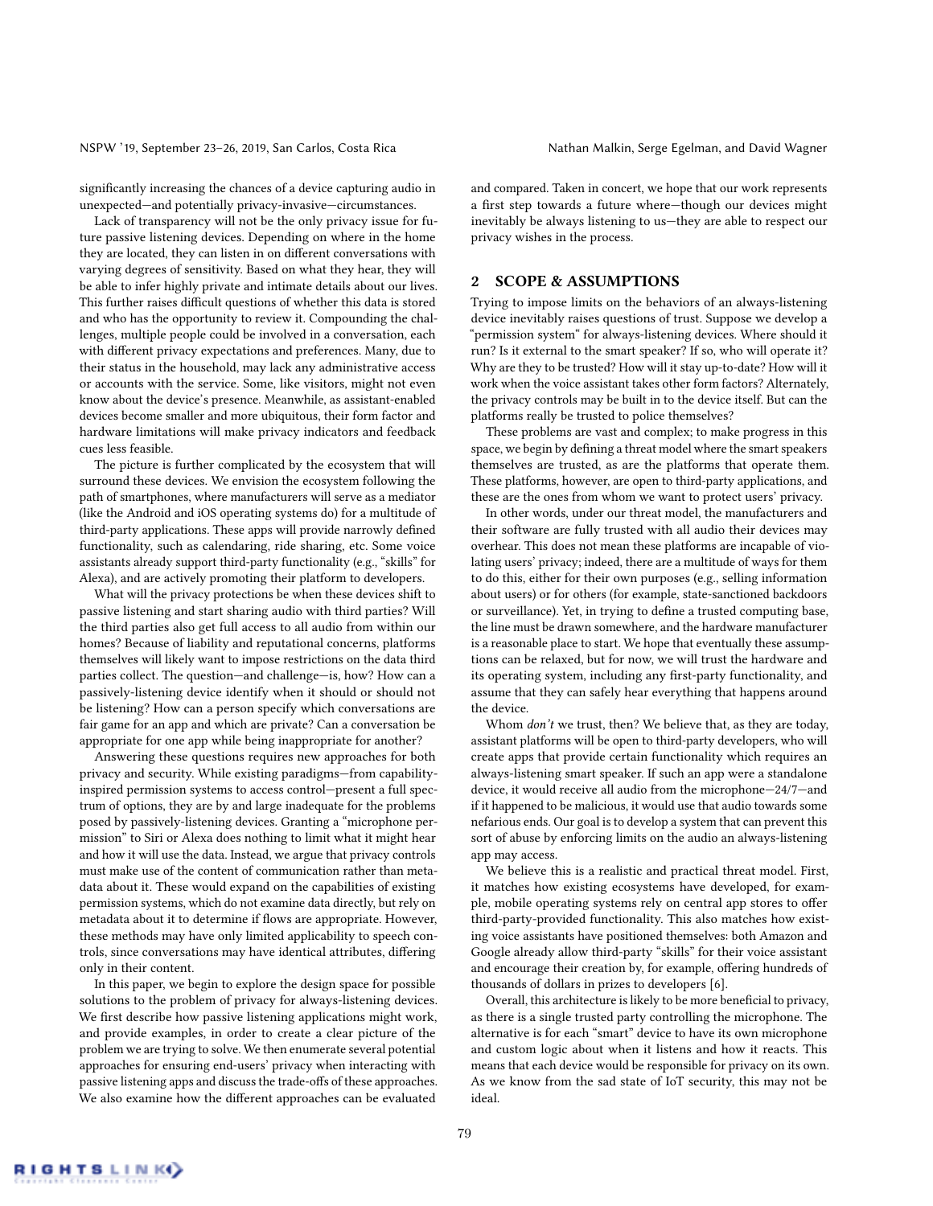significantly increasing the chances of a device capturing audio in unexpected—and potentially privacy-invasive—circumstances.

Lack of transparency will not be the only privacy issue for future passive listening devices. Depending on where in the home they are located, they can listen in on different conversations with varying degrees of sensitivity. Based on what they hear, they will be able to infer highly private and intimate details about our lives. This further raises difficult questions of whether this data is stored and who has the opportunity to review it. Compounding the challenges, multiple people could be involved in a conversation, each with different privacy expectations and preferences. Many, due to their status in the household, may lack any administrative access or accounts with the service. Some, like visitors, might not even know about the device's presence. Meanwhile, as assistant-enabled devices become smaller and more ubiquitous, their form factor and hardware limitations will make privacy indicators and feedback cues less feasible.

The picture is further complicated by the ecosystem that will surround these devices. We envision the ecosystem following the path of smartphones, where manufacturers will serve as a mediator (like the Android and iOS operating systems do) for a multitude of third-party applications. These apps will provide narrowly defined functionality, such as calendaring, ride sharing, etc. Some voice assistants already support third-party functionality (e.g., "skills" for Alexa), and are actively promoting their platform to developers.

What will the privacy protections be when these devices shift to passive listening and start sharing audio with third parties? Will the third parties also get full access to all audio from within our homes? Because of liability and reputational concerns, platforms themselves will likely want to impose restrictions on the data third parties collect. The question—and challenge—is, how? How can a passively-listening device identify when it should or should not be listening? How can a person specify which conversations are fair game for an app and which are private? Can a conversation be appropriate for one app while being inappropriate for another?

Answering these questions requires new approaches for both privacy and security. While existing paradigms—from capability-inspired permission systems to access control—present a full spectrum of options, they are by and large inadequate for the problems posed by passively-listening devices. Granting a "microphone permission" to Siri or Alexa does nothing to limit what it might hear and how it will use the data. Instead, we argue that privacy controls must make use of the content of communication rather than metadata about it. These would expand on the capabilities of existing permission systems, which do not examine data directly, but rely on metadata about it to determine if flows are appropriate. However, these methods may have only limited applicability to speech controls, since conversations may have identical attributes, differing only in their content.

In this paper, we begin to explore the design space for possible solutions to the problem of privacy for always-listening devices. We first describe how passive listening applications might work, and provide examples, in order to create a clear picture of the problem we are trying to solve. We then enumerate several potential approaches for ensuring end-users' privacy when interacting with passive listening apps and discuss the trade-offs of these approaches. We also examine how the different approaches can be evaluated and compared. Taken in concert, we hope that our work represents a first step towards a future where—though our devices might inevitably be always listening to us—they are able to respect our privacy wishes in the process.

## 2 SCOPE & ASSUMPTIONS

Trying to impose limits on the behaviors of an always-listening device inevitably raises questions of trust. Suppose we develop a "permission system" for always-listening devices. Where should it run? Is it external to the smart speaker? If so, who will operate it? Why are they to be trusted? How will it stay up-to-date? How will it work when the voice assistant takes other form factors? Alternately, the privacy controls may be built in to the device itself. But can the platforms really be trusted to police themselves?

These problems are vast and complex; to make progress in this space, we begin by defining a threat model where the smart speakers themselves are trusted, as are the platforms that operate them. These platforms, however, are open to third-party applications, and these are the ones from whom we want to protect users' privacy.

In other words, under our threat model, the manufacturers and their software are fully trusted with all audio their devices may overhear. This does not mean these platforms are incapable of violating users' privacy; indeed, there are a multitude of ways for them to do this, either for their own purposes (e.g., selling information about users) or for others (for example, state-sanctioned backdoors or surveillance). Yet, in trying to define a trusted computing base, the line must be drawn somewhere, and the hardware manufacturer is a reasonable place to start. We hope that eventually these assumptions can be relaxed, but for now, we will trust the hardware and its operating system, including any first-party functionality, and assume that they can safely hear everything that happens around the device.

Whom *don't* we trust, then? We believe that, as they are today, assistant platforms will be open to third-party developers, who will create apps that provide certain functionality which requires an always-listening smart speaker. If such an app were a standalone device, it would receive all audio from the microphone—24/7—and if it happened to be malicious, it would use that audio towards some nefarious ends. Our goal is to develop a system that can prevent this sort of abuse by enforcing limits on the audio an always-listening app may access.

We believe this is a realistic and practical threat model. First, it matches how existing ecosystems have developed, for example, mobile operating systems rely on central app stores to offer third-party-provided functionality. This also matches how existing voice assistants have positioned themselves: both Amazon and Google already allow third-party "skills" for their voice assistant and encourage their creation by, for example, offering hundreds of thousands of dollars in prizes to developers [6].

Overall, this architecture is likely to be more beneficial to privacy, as there is a single trusted party controlling the microphone. The alternative is for each "smart" device to have its own microphone and custom logic about when it listens and how it reacts. This means that each device would be responsible for privacy on its own. As we know from the sad state of IoT security, this may not be ideal.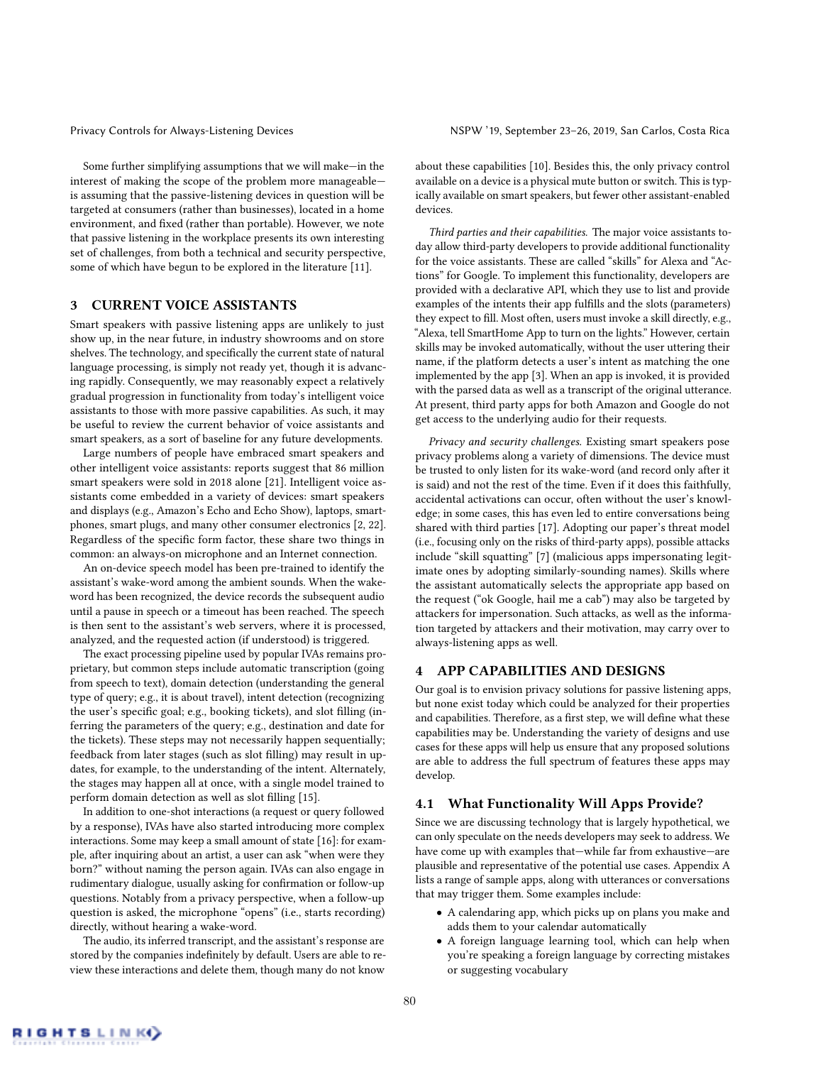Some further simplifying assumptions that we will make—in the interest of making the scope of the problem more manageable—is assuming that the passive-listening devices in question will be targeted at consumers (rather than businesses), located in a home environment, and fixed (rather than portable). However, we note that passive listening in the workplace presents its own interesting set of challenges, from both a technical and security perspective, some of which have begun to be explored in the literature [11].

## 3 CURRENT VOICE ASSISTANTS

Smart speakers with passive listening apps are unlikely to just show up, in the near future, in industry showrooms and on store shelves. The technology, and specifically the current state of natural language processing, is simply not ready yet, though it is advancing rapidly. Consequently, we may reasonably expect a relatively gradual progression in functionality from today's intelligent voice assistants to those with more passive capabilities. As such, it may be useful to review the current behavior of voice assistants and smart speakers, as a sort of baseline for any future developments.

Large numbers of people have embraced smart speakers and other intelligent voice assistants: reports suggest that 86 million smart speakers were sold in 2018 alone [21]. Intelligent voice assistants come embedded in a variety of devices: smart speakers and displays (e.g., Amazon's Echo and Echo Show), laptops, smartphones, smart plugs, and many other consumer electronics [2, 22]. Regardless of the specific form factor, these share two things in common: an always-on microphone and an Internet connection.

An on-device speech model has been pre-trained to identify the assistant's wake-word among the ambient sounds. When the wake-word has been recognized, the device records the subsequent audio until a pause in speech or a timeout has been reached. The speech is then sent to the assistant's web servers, where it is processed, analyzed, and the requested action (if understood) is triggered.

The exact processing pipeline used by popular IVAs remains proprietary, but common steps include automatic transcription (going from speech to text), domain detection (understanding the general type of query; e.g., it is about travel), intent detection (recognizing the user's specific goal; e.g., booking tickets), and slot filling (inferring the parameters of the query; e.g., destination and date for the tickets). These steps may not necessarily happen sequentially; feedback from later stages (such as slot filling) may result in updates, for example, to the understanding of the intent. Alternately, the stages may happen all at once, with a single model trained to perform domain detection as well as slot filling [15].

In addition to one-shot interactions (a request or query followed by a response), IVAs have also started introducing more complex interactions. Some may keep a small amount of state [16]: for example, after inquiring about an artist, a user can ask "when were they born?" without naming the person again. IVAs can also engage in rudimentary dialogue, usually asking for confirmation or follow-up questions. Notably from a privacy perspective, when a follow-up question is asked, the microphone "opens" (i.e., starts recording) directly, without hearing a wake-word.

The audio, its inferred transcript, and the assistant's response are stored by the companies indefinitely by default. Users are able to review these interactions and delete them, though many do not know about these capabilities [10]. Besides this, the only privacy control available on a device is a physical mute button or switch. This is typically available on smart speakers, but fewer other assistant-enabled devices.

*Third parties and their capabilities.* The major voice assistants today allow third-party developers to provide additional functionality for the voice assistants. These are called "skills" for Alexa and "Actions" for Google. To implement this functionality, developers are provided with a declarative API, which they use to list and provide examples of the intents their app fulfills and the slots (parameters) they expect to fill. Most often, users must invoke a skill directly, e.g., "Alexa, tell SmartHome App to turn on the lights." However, certain skills may be invoked automatically, without the user uttering their name, if the platform detects a user's intent as matching the one implemented by the app [3]. When an app is invoked, it is provided with the parsed data as well as a transcript of the original utterance. At present, third party apps for both Amazon and Google do not get access to the underlying audio for their requests.

*Privacy and security challenges.* Existing smart speakers pose privacy problems along a variety of dimensions. The device must be trusted to only listen for its wake-word (and record only after it is said) and not the rest of the time. Even if it does this faithfully, accidental activations can occur, often without the user's knowledge; in some cases, this has even led to entire conversations being shared with third parties [17]. Adopting our paper's threat model (i.e., focusing only on the risks of third-party apps), possible attacks include "skill squatting" [7] (malicious apps impersonating legitimate ones by adopting similarly-sounding names). Skills where the assistant automatically selects the appropriate app based on the request ("ok Google, hail me a cab") may also be targeted by attackers for impersonation. Such attacks, as well as the information targeted by attackers and their motivation, may carry over to always-listening apps as well.

## 4 APP CAPABILITIES AND DESIGNS

Our goal is to envision privacy solutions for passive listening apps, but none exist today which could be analyzed for their properties and capabilities. Therefore, as a first step, we will define what these capabilities may be. Understanding the variety of designs and use cases for these apps will help us ensure that any proposed solutions are able to address the full spectrum of features these apps may develop.

### 4.1 What Functionality Will Apps Provide?

Since we are discussing technology that is largely hypothetical, we can only speculate on the needs developers may seek to address. We have come up with examples that—while far from exhaustive—are plausible and representative of the potential use cases. Appendix A lists a range of sample apps, along with utterances or conversations that may trigger them. Some examples include:

- A calendaring app, which picks up on plans you make and adds them to your calendar automatically
- A foreign language learning tool, which can help when you're speaking a foreign language by correcting mistakes or suggesting vocabulary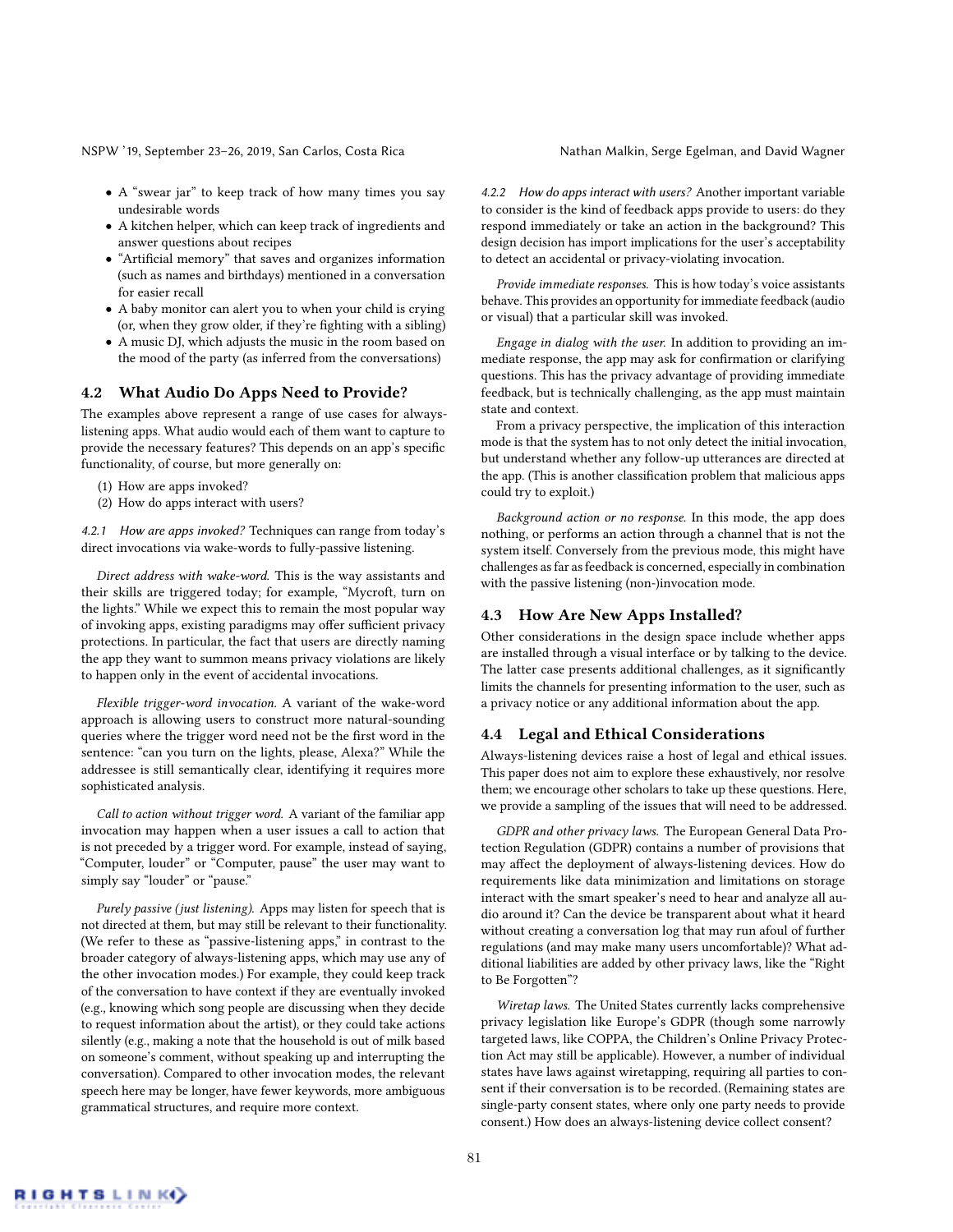- A "swear jar" to keep track of how many times you say undesirable words
- A kitchen helper, which can keep track of ingredients and answer questions about recipes
- "Artificial memory" that saves and organizes information (such as names and birthdays) mentioned in a conversation for easier recall
- A baby monitor can alert you to when your child is crying (or, when they grow older, if they're fighting with a sibling)
- A music DJ, which adjusts the music in the room based on the mood of the party (as inferred from the conversations)

## 4.2 What Audio Do Apps Need to Provide?

The examples above represent a range of use cases for always-listening apps. What audio would each of them want to capture to provide the necessary features? This depends on an app's specific functionality, of course, but more generally on:

(1) How are apps invoked?
(2) How do apps interact with users?

*4.2.1 How are apps invoked?* Techniques can range from today's direct invocations via wake-words to fully-passive listening.

*Direct address with wake-word.* This is the way assistants and their skills are triggered today; for example, "Mycroft, turn on the lights." While we expect this to remain the most popular way of invoking apps, existing paradigms may offer sufficient privacy protections. In particular, the fact that users are directly naming the app they want to summon means privacy violations are likely to happen only in the event of accidental invocations.

*Flexible trigger-word invocation.* A variant of the wake-word approach is allowing users to construct more natural-sounding queries where the trigger word need not be the first word in the sentence: "can you turn on the lights, please, Alexa?" While the addressee is still semantically clear, identifying it requires more sophisticated analysis.

*Call to action without trigger word.* A variant of the familiar app invocation may happen when a user issues a call to action that is not preceded by a trigger word. For example, instead of saying, "Computer, louder" or "Computer, pause" the user may want to simply say "louder" or "pause."

*Purely passive (just listening).* Apps may listen for speech that is not directed at them, but may still be relevant to their functionality. (We refer to these as "passive-listening apps," in contrast to the broader category of always-listening apps, which may use any of the other invocation modes.) For example, they could keep track of the context of the conversation to have context if they are eventually invoked (e.g., knowing which song people are discussing when they decide to request information about the artist), or they could take actions silently (e.g., making a note that the household is out of milk based on someone's comment, without speaking up and interrupting the conversation). Compared to other invocation modes, the relevant speech here may be longer, have fewer keywords, more ambiguous grammatical structures, and require more context.

*4.2.2 How do apps interact with users?* Another important variable to consider is the kind of feedback apps provide to users: do they respond immediately or take an action in the background? This design decision has import implications for the user's acceptability to detect an accidental or privacy-violating invocation.

*Provide immediate responses.* This is how today's voice assistants behave. This provides an opportunity for immediate feedback (audio or visual) that a particular skill was invoked.

*Engage in dialog with the user.* In addition to providing an immediate response, the app may ask for confirmation or clarifying questions. This has the privacy advantage of providing immediate feedback, but is technically challenging, as the app must maintain state and context.

From a privacy perspective, the implication of this interaction mode is that the system has to not only detect the initial invocation, but understand whether any follow-up utterances are directed at the app. (This is another classification problem that malicious apps could try to exploit.)

*Background action or no response.* In this mode, the app does nothing, or performs an action through a channel that is not the system itself. Conversely from the previous mode, this might have challenges as far as feedback is concerned, especially in combination with the passive listening (non-)invocation mode.

## 4.3 How Are New Apps Installed?

Other considerations in the design space include whether apps are installed through a visual interface or by talking to the device. The latter case presents additional challenges, as it significantly limits the channels for presenting information to the user, such as a privacy notice or any additional information about the app.

## 4.4 Legal and Ethical Considerations

Always-listening devices raise a host of legal and ethical issues. This paper does not aim to explore these exhaustively, nor resolve them; we encourage other scholars to take up these questions. Here, we provide a sampling of the issues that will need to be addressed.

*GDPR and other privacy laws.* The European General Data Protection Regulation (GDPR) contains a number of provisions that may affect the deployment of always-listening devices. How do requirements like data minimization and limitations on storage interact with the smart speaker's need to hear and analyze all audio around it? Can the device be transparent about what it heard without creating a conversation log that may run afoul of further regulations (and may make many users uncomfortable)? What additional liabilities are added by other privacy laws, like the "Right to Be Forgotten"?

*Wiretap laws.* The United States currently lacks comprehensive privacy legislation like Europe's GDPR (though some narrowly targeted laws, like COPPA, the Children's Online Privacy Protection Act may still be applicable). However, a number of individual states have laws against wiretapping, requiring all parties to consent if their conversation is to be recorded. (Remaining states are single-party consent states, where only one party needs to provide consent.) How does an always-listening device collect consent?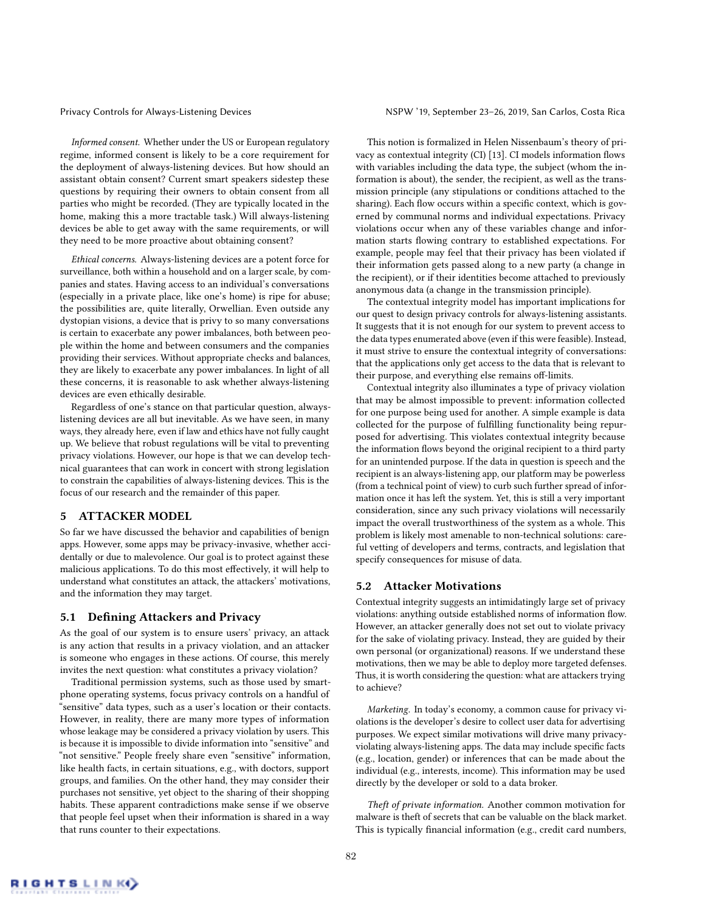*Informed consent.* Whether under the US or European regulatory regime, informed consent is likely to be a core requirement for the deployment of always-listening devices. But how should an assistant obtain consent? Current smart speakers sidestep these questions by requiring their owners to obtain consent from all parties who might be recorded. (They are typically located in the home, making this a more tractable task.) Will always-listening devices be able to get away with the same requirements, or will they need to be more proactive about obtaining consent?

*Ethical concerns.* Always-listening devices are a potent force for surveillance, both within a household and on a larger scale, by companies and states. Having access to an individual's conversations (especially in a private place, like one's home) is ripe for abuse; the possibilities are, quite literally, Orwellian. Even outside any dystopian visions, a device that is privy to so many conversations is certain to exacerbate any power imbalances, both between people within the home and between consumers and the companies providing their services. Without appropriate checks and balances, they are likely to exacerbate any power imbalances. In light of all these concerns, it is reasonable to ask whether always-listening devices are even ethically desirable.

Regardless of one's stance on that particular question, always-listening devices are all but inevitable. As we have seen, in many ways, they already here, even if law and ethics have not fully caught up. We believe that robust regulations will be vital to preventing privacy violations. However, our hope is that we can develop technical guarantees that can work in concert with strong legislation to constrain the capabilities of always-listening devices. This is the focus of our research and the remainder of this paper.

## 5 ATTACKER MODEL

So far we have discussed the behavior and capabilities of benign apps. However, some apps may be privacy-invasive, whether accidentally or due to malevolence. Our goal is to protect against these malicious applications. To do this most effectively, it will help to understand what constitutes an attack, the attackers' motivations, and the information they may target.

### 5.1 Defining Attackers and Privacy

As the goal of our system is to ensure users' privacy, an attack is any action that results in a privacy violation, and an attacker is someone who engages in these actions. Of course, this merely invites the next question: what constitutes a privacy violation?

Traditional permission systems, such as those used by smartphone operating systems, focus privacy controls on a handful of "sensitive" data types, such as a user's location or their contacts. However, in reality, there are many more types of information whose leakage may be considered a privacy violation by users. This is because it is impossible to divide information into "sensitive" and "not sensitive." People freely share even "sensitive" information, like health facts, in certain situations, e.g., with doctors, support groups, and families. On the other hand, they may consider their purchases not sensitive, yet object to the sharing of their shopping habits. These apparent contradictions make sense if we observe that people feel upset when their information is shared in a way that runs counter to their expectations.

This notion is formalized in Helen Nissenbaum's theory of privacy as contextual integrity (CI) [13]. CI models information flows with variables including the data type, the subject (whom the information is about), the sender, the recipient, as well as the transmission principle (any stipulations or conditions attached to the sharing). Each flow occurs within a specific context, which is governed by communal norms and individual expectations. Privacy violations occur when any of these variables change and information starts flowing contrary to established expectations. For example, people may feel that their privacy has been violated if their information gets passed along to a new party (a change in the recipient), or if their identities become attached to previously anonymous data (a change in the transmission principle).

The contextual integrity model has important implications for our quest to design privacy controls for always-listening assistants. It suggests that it is not enough for our system to prevent access to the data types enumerated above (even if this were feasible). Instead, it must strive to ensure the contextual integrity of conversations: that the applications only get access to the data that is relevant to their purpose, and everything else remains off-limits.

Contextual integrity also illuminates a type of privacy violation that may be almost impossible to prevent: information collected for one purpose being used for another. A simple example is data collected for the purpose of fulfilling functionality being repurposed for advertising. This violates contextual integrity because the information flows beyond the original recipient to a third party for an unintended purpose. If the data in question is speech and the recipient is an always-listening app, our platform may be powerless (from a technical point of view) to curb such further spread of information once it has left the system. Yet, this is still a very important consideration, since any such privacy violations will necessarily impact the overall trustworthiness of the system as a whole. This problem is likely most amenable to non-technical solutions: careful vetting of developers and terms, contracts, and legislation that specify consequences for misuse of data.

### 5.2 Attacker Motivations

Contextual integrity suggests an intimidatingly large set of privacy violations: anything outside established norms of information flow. However, an attacker generally does not set out to violate privacy for the sake of violating privacy. Instead, they are guided by their own personal (or organizational) reasons. If we understand these motivations, then we may be able to deploy more targeted defenses. Thus, it is worth considering the question: what are attackers trying to achieve?

*Marketing.* In today's economy, a common cause for privacy violations is the developer's desire to collect user data for advertising purposes. We expect similar motivations will drive many privacy-violating always-listening apps. The data may include specific facts (e.g., location, gender) or inferences that can be made about the individual (e.g., interests, income). This information may be used directly by the developer or sold to a data broker.

*Theft of private information.* Another common motivation for malware is theft of secrets that can be valuable on the black market. This is typically financial information (e.g., credit card numbers,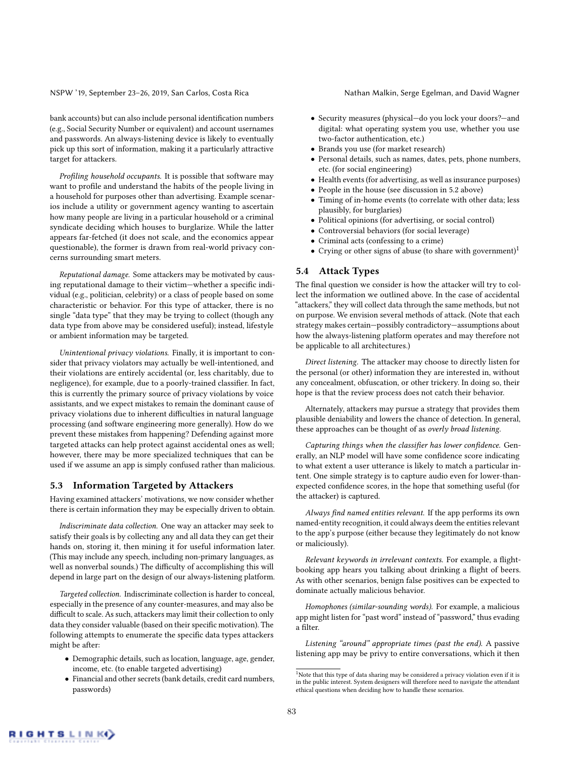bank accounts) but can also include personal identification numbers (e.g., Social Security Number or equivalent) and account usernames and passwords. An always-listening device is likely to eventually pick up this sort of information, making it a particularly attractive target for attackers.

*Profiling household occupants.* It is possible that software may want to profile and understand the habits of the people living in a household for purposes other than advertising. Example scenarios include a utility or government agency wanting to ascertain how many people are living in a particular household or a criminal syndicate deciding which houses to burglarize. While the latter appears far-fetched (it does not scale, and the economics appear questionable), the former is drawn from real-world privacy concerns surrounding smart meters.

*Reputational damage.* Some attackers may be motivated by causing reputational damage to their victim—whether a specific individual (e.g., politician, celebrity) or a class of people based on some characteristic or behavior. For this type of attacker, there is no single "data type" that they may be trying to collect (though any data type from above may be considered useful); instead, lifestyle or ambient information may be targeted.

*Unintentional privacy violations.* Finally, it is important to consider that privacy violators may actually be well-intentioned, and their violations are entirely accidental (or, less charitably, due to negligence), for example, due to a poorly-trained classifier. In fact, this is currently the primary source of privacy violations by voice assistants, and we expect mistakes to remain the dominant cause of privacy violations due to inherent difficulties in natural language processing (and software engineering more generally). How do we prevent these mistakes from happening? Defending against more targeted attacks can help protect against accidental ones as well; however, there may be more specialized techniques that can be used if we assume an app is simply confused rather than malicious.

## 5.3 Information Targeted by Attackers

Having examined attackers' motivations, we now consider whether there is certain information they may be especially driven to obtain.

*Indiscriminate data collection.* One way an attacker may seek to satisfy their goals is by collecting any and all data they can get their hands on, storing it, then mining it for useful information later. (This may include any speech, including non-primary languages, as well as nonverbal sounds.) The difficulty of accomplishing this will depend in large part on the design of our always-listening platform.

*Targeted collection.* Indiscriminate collection is harder to conceal, especially in the presence of any counter-measures, and may also be difficult to scale. As such, attackers may limit their collection to only data they consider valuable (based on their specific motivation). The following attempts to enumerate the specific data types attackers might be after:

- Demographic details, such as location, language, age, gender, income, etc. (to enable targeted advertising)
- Financial and other secrets (bank details, credit card numbers, passwords)
- Security measures (physical—do you lock your doors?—and digital: what operating system you use, whether you use two-factor authentication, etc.)
- Brands you use (for market research)
- Personal details, such as names, dates, pets, phone numbers, etc. (for social engineering)
- Health events (for advertising, as well as insurance purposes)
- People in the house (see discussion in 5.2 above)
- Timing of in-home events (to correlate with other data; less plausibly, for burglaries)
- Political opinions (for advertising, or social control)
- Controversial behaviors (for social leverage)
- Criminal acts (confessing to a crime)
- Crying or other signs of abuse (to share with government)[1]

## 5.4 Attack Types

The final question we consider is how the attacker will try to collect the information we outlined above. In the case of accidental "attackers," they will collect data through the same methods, but not on purpose. We envision several methods of attack. (Note that each strategy makes certain—possibly contradictory—assumptions about how the always-listening platform operates and may therefore not be applicable to all architectures.)

*Direct listening.* The attacker may choose to directly listen for the personal (or other) information they are interested in, without any concealment, obfuscation, or other trickery. In doing so, their hope is that the review process does not catch their behavior.

Alternately, attackers may pursue a strategy that provides them plausible deniability and lowers the chance of detection. In general, these approaches can be thought of as *overly broad listening*.

*Capturing things when the classifier has lower confidence.* Generally, an NLP model will have some confidence score indicating to what extent a user utterance is likely to match a particular intent. One simple strategy is to capture audio even for lower-than-expected confidence scores, in the hope that something useful (for the attacker) is captured.

*Always find named entities relevant.* If the app performs its own named-entity recognition, it could always deem the entities relevant to the app's purpose (either because they legitimately do not know or maliciously).

*Relevant keywords in irrelevant contexts.* For example, a flight-booking app hears you talking about drinking a flight of beers. As with other scenarios, benign false positives can be expected to dominate actually malicious behavior.

*Homophones (similar-sounding words).* For example, a malicious app might listen for "past word" instead of "password," thus evading a filter.

*Listening "around" appropriate times (past the end).* A passive listening app may be privy to entire conversations, which it then

[1] Note that this type of data sharing may be considered a privacy violation even if it is in the public interest. System designers will therefore need to navigate the attendant ethical questions when deciding how to handle these scenarios.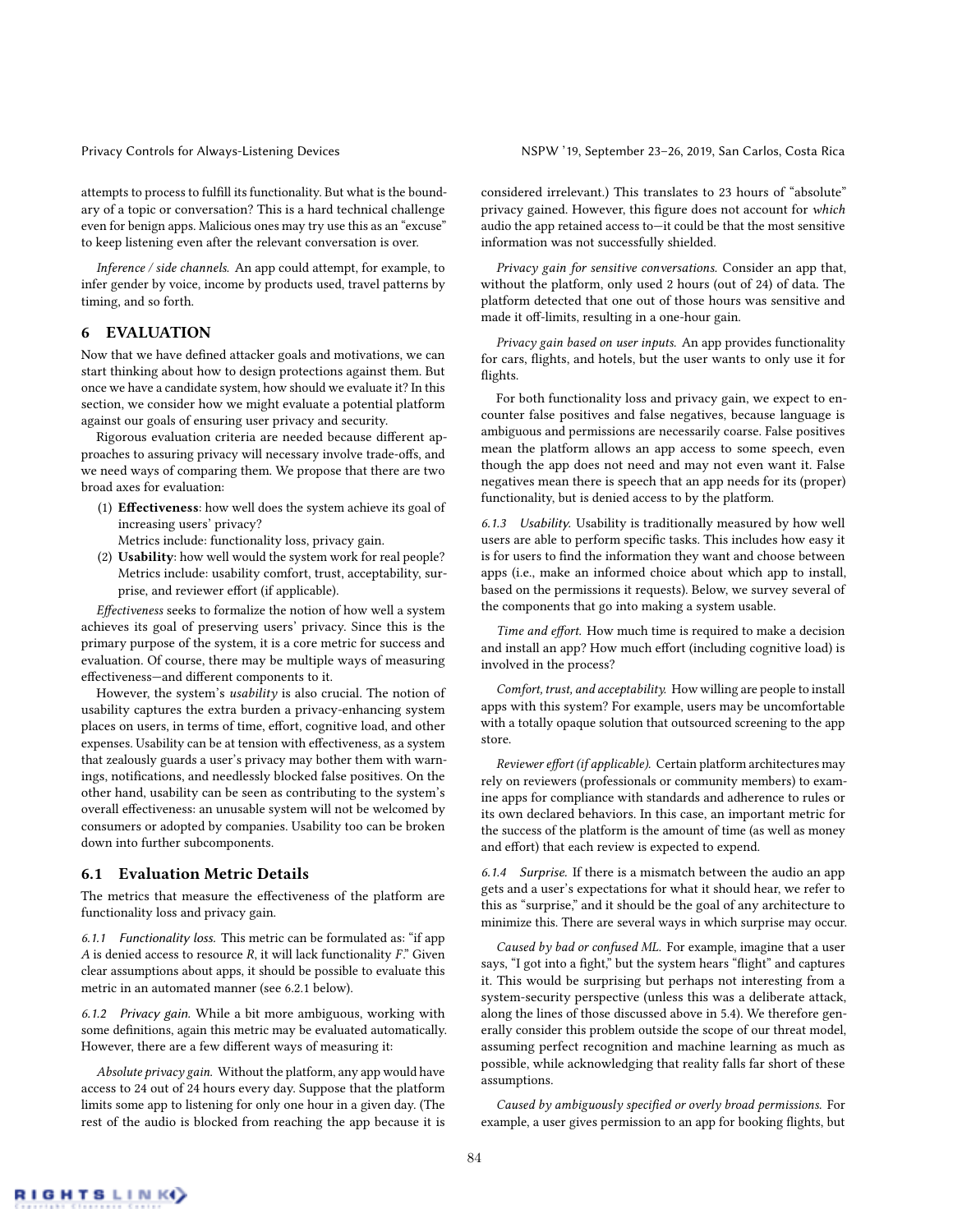attempts to process to fulfill its functionality. But what is the boundary of a topic or conversation? This is a hard technical challenge even for benign apps. Malicious ones may try use this as an "excuse" to keep listening even after the relevant conversation is over.

*Inference / side channels.* An app could attempt, for example, to infer gender by voice, income by products used, travel patterns by timing, and so forth.

## 6 EVALUATION

Now that we have defined attacker goals and motivations, we can start thinking about how to design protections against them. But once we have a candidate system, how should we evaluate it? In this section, we consider how we might evaluate a potential platform against our goals of ensuring user privacy and security.

Rigorous evaluation criteria are needed because different approaches to assuring privacy will necessary involve trade-offs, and we need ways of comparing them. We propose that there are two broad axes for evaluation:

(1) **Effectiveness**: how well does the system achieve its goal of increasing users' privacy?
    Metrics include: functionality loss, privacy gain.
(2) **Usability**: how well would the system work for real people?
    Metrics include: usability comfort, trust, acceptability, surprise, and reviewer effort (if applicable).

*Effectiveness* seeks to formalize the notion of how well a system achieves its goal of preserving users' privacy. Since this is the primary purpose of the system, it is a core metric for success and evaluation. Of course, there may be multiple ways of measuring effectiveness—and different components to it.

However, the system's *usability* is also crucial. The notion of usability captures the extra burden a privacy-enhancing system places on users, in terms of time, effort, cognitive load, and other expenses. Usability can be at tension with effectiveness, as a system that zealously guards a user's privacy may bother them with warnings, notifications, and needlessly blocked false positives. On the other hand, usability can be seen as contributing to the system's overall effectiveness: an unusable system will not be welcomed by consumers or adopted by companies. Usability too can be broken down into further subcomponents.

### 6.1 Evaluation Metric Details

The metrics that measure the effectiveness of the platform are functionality loss and privacy gain.

*6.1.1 Functionality loss.* This metric can be formulated as: "if app *A* is denied access to resource *R*, it will lack functionality *F*." Given clear assumptions about apps, it should be possible to evaluate this metric in an automated manner (see 6.2.1 below).

*6.1.2 Privacy gain.* While a bit more ambiguous, working with some definitions, again this metric may be evaluated automatically. However, there are a few different ways of measuring it:

*Absolute privacy gain.* Without the platform, any app would have access to 24 out of 24 hours every day. Suppose that the platform limits some app to listening for only one hour in a given day. (The rest of the audio is blocked from reaching the app because it is considered irrelevant.) This translates to 23 hours of "absolute" privacy gained. However, this figure does not account for *which* audio the app retained access to—it could be that the most sensitive information was not successfully shielded.

*Privacy gain for sensitive conversations.* Consider an app that, without the platform, only used 2 hours (out of 24) of data. The platform detected that one out of those hours was sensitive and made it off-limits, resulting in a one-hour gain.

*Privacy gain based on user inputs.* An app provides functionality for cars, flights, and hotels, but the user wants to only use it for flights.

For both functionality loss and privacy gain, we expect to encounter false positives and false negatives, because language is ambiguous and permissions are necessarily coarse. False positives mean the platform allows an app access to some speech, even though the app does not need and may not even want it. False negatives mean there is speech that an app needs for its (proper) functionality, but is denied access to by the platform.

*6.1.3 Usability.* Usability is traditionally measured by how well users are able to perform specific tasks. This includes how easy it is for users to find the information they want and choose between apps (i.e., make an informed choice about which app to install, based on the permissions it requests). Below, we survey several of the components that go into making a system usable.

*Time and effort.* How much time is required to make a decision and install an app? How much effort (including cognitive load) is involved in the process?

*Comfort, trust, and acceptability.* How willing are people to install apps with this system? For example, users may be uncomfortable with a totally opaque solution that outsourced screening to the app store.

*Reviewer effort (if applicable).* Certain platform architectures may rely on reviewers (professionals or community members) to examine apps for compliance with standards and adherence to rules or its own declared behaviors. In this case, an important metric for the success of the platform is the amount of time (as well as money and effort) that each review is expected to expend.

*6.1.4 Surprise.* If there is a mismatch between the audio an app gets and a user's expectations for what it should hear, we refer to this as "surprise," and it should be the goal of any architecture to minimize this. There are several ways in which surprise may occur.

*Caused by bad or confused ML.* For example, imagine that a user says, "I got into a fight," but the system hears "flight" and captures it. This would be surprising but perhaps not interesting from a system-security perspective (unless this was a deliberate attack, along the lines of those discussed above in 5.4). We therefore generally consider this problem outside the scope of our threat model, assuming perfect recognition and machine learning as much as possible, while acknowledging that reality falls far short of these assumptions.

*Caused by ambiguously specified or overly broad permissions.* For example, a user gives permission to an app for booking flights, but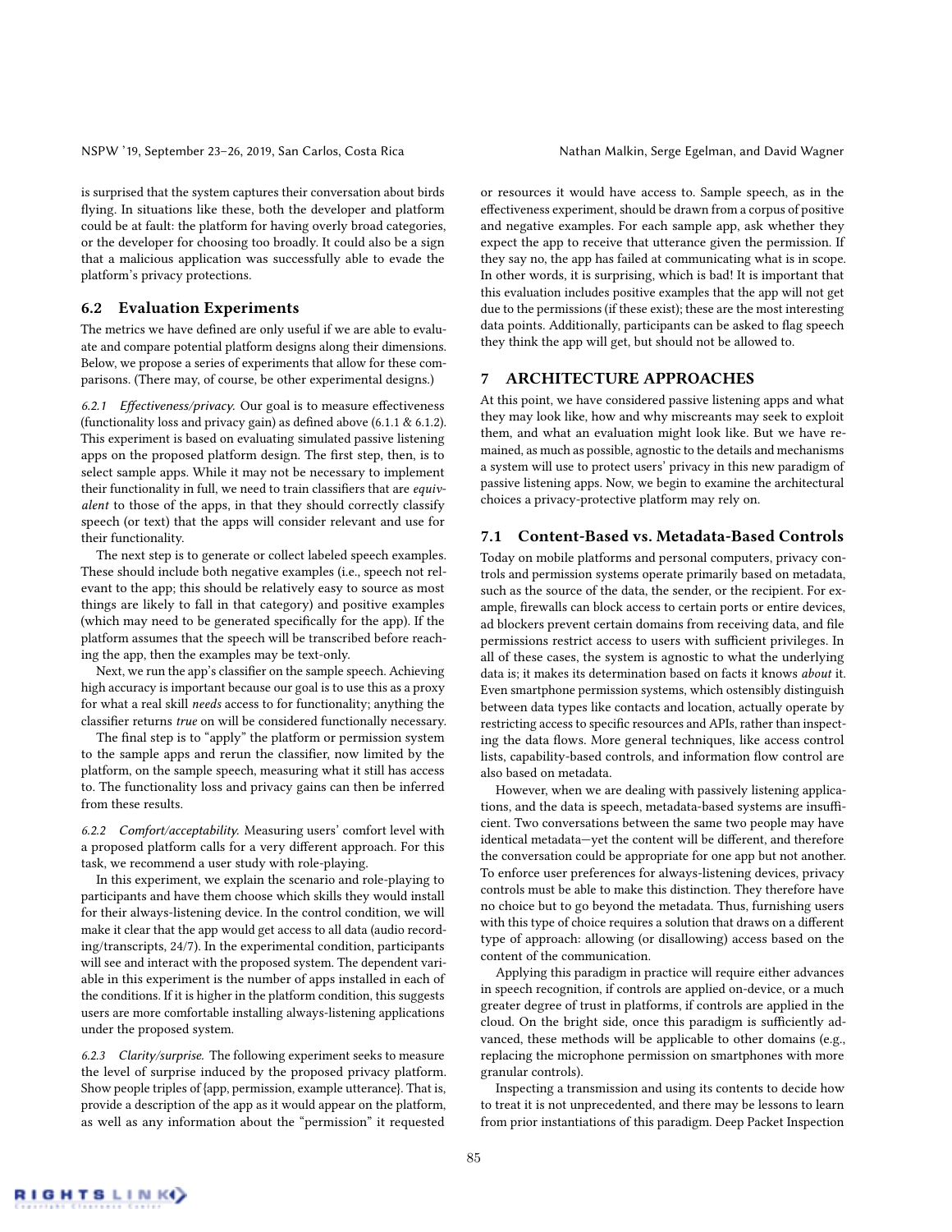is surprised that the system captures their conversation about birds flying. In situations like these, both the developer and platform could be at fault: the platform for having overly broad categories, or the developer for choosing too broadly. It could also be a sign that a malicious application was successfully able to evade the platform's privacy protections.

## 6.2 Evaluation Experiments

The metrics we have defined are only useful if we are able to evaluate and compare potential platform designs along their dimensions. Below, we propose a series of experiments that allow for these comparisons. (There may, of course, be other experimental designs.)

*6.2.1 Effectiveness/privacy.* Our goal is to measure effectiveness (functionality loss and privacy gain) as defined above (6.1.1 & 6.1.2). This experiment is based on evaluating simulated passive listening apps on the proposed platform design. The first step, then, is to select sample apps. While it may not be necessary to implement their functionality in full, we need to train classifiers that are *equivalent* to those of the apps, in that they should correctly classify speech (or text) that the apps will consider relevant and use for their functionality.

The next step is to generate or collect labeled speech examples. These should include both negative examples (i.e., speech not relevant to the app; this should be relatively easy to source as most things are likely to fall in that category) and positive examples (which may need to be generated specifically for the app). If the platform assumes that the speech will be transcribed before reaching the app, then the examples may be text-only.

Next, we run the app's classifier on the sample speech. Achieving high accuracy is important because our goal is to use this as a proxy for what a real skill *needs* access to for functionality; anything the classifier returns *true* on will be considered functionally necessary.

The final step is to "apply" the platform or permission system to the sample apps and rerun the classifier, now limited by the platform, on the sample speech, measuring what it still has access to. The functionality loss and privacy gains can then be inferred from these results.

*6.2.2 Comfort/acceptability.* Measuring users' comfort level with a proposed platform calls for a very different approach. For this task, we recommend a user study with role-playing.

In this experiment, we explain the scenario and role-playing to participants and have them choose which skills they would install for their always-listening device. In the control condition, we will make it clear that the app would get access to all data (audio recording/transcripts, 24/7). In the experimental condition, participants will see and interact with the proposed system. The dependent variable in this experiment is the number of apps installed in each of the conditions. If it is higher in the platform condition, this suggests users are more comfortable installing always-listening applications under the proposed system.

*6.2.3 Clarity/surprise.* The following experiment seeks to measure the level of surprise induced by the proposed privacy platform. Show people triples of {app, permission, example utterance}. That is, provide a description of the app as it would appear on the platform, as well as any information about the "permission" it requested or resources it would have access to. Sample speech, as in the effectiveness experiment, should be drawn from a corpus of positive and negative examples. For each sample app, ask whether they expect the app to receive that utterance given the permission. If they say no, the app has failed at communicating what is in scope. In other words, it is surprising, which is bad! It is important that this evaluation includes positive examples that the app will not get due to the permissions (if these exist); these are the most interesting data points. Additionally, participants can be asked to flag speech they think the app will get, but should not be allowed to.

# 7 ARCHITECTURE APPROACHES

At this point, we have considered passive listening apps and what they may look like, how and why miscreants may seek to exploit them, and what an evaluation might look like. But we have remained, as much as possible, agnostic to the details and mechanisms a system will use to protect users' privacy in this new paradigm of passive listening apps. Now, we begin to examine the architectural choices a privacy-protective platform may rely on.

## 7.1 Content-Based vs. Metadata-Based Controls

Today on mobile platforms and personal computers, privacy controls and permission systems operate primarily based on metadata, such as the source of the data, the sender, or the recipient. For example, firewalls can block access to certain ports or entire devices, ad blockers prevent certain domains from receiving data, and file permissions restrict access to users with sufficient privileges. In all of these cases, the system is agnostic to what the underlying data is; it makes its determination based on facts it knows *about* it. Even smartphone permission systems, which ostensibly distinguish between data types like contacts and location, actually operate by restricting access to specific resources and APIs, rather than inspecting the data flows. More general techniques, like access control lists, capability-based controls, and information flow control are also based on metadata.

However, when we are dealing with passively listening applications, and the data is speech, metadata-based systems are insufficient. Two conversations between the same two people may have identical metadata—yet the content will be different, and therefore the conversation could be appropriate for one app but not another. To enforce user preferences for always-listening devices, privacy controls must be able to make this distinction. They therefore have no choice but to go beyond the metadata. Thus, furnishing users with this type of choice requires a solution that draws on a different type of approach: allowing (or disallowing) access based on the content of the communication.

Applying this paradigm in practice will require either advances in speech recognition, if controls are applied on-device, or a much greater degree of trust in platforms, if controls are applied in the cloud. On the bright side, once this paradigm is sufficiently advanced, these methods will be applicable to other domains (e.g., replacing the microphone permission on smartphones with more granular controls).

Inspecting a transmission and using its contents to decide how to treat it is not unprecedented, and there may be lessons to learn from prior instantiations of this paradigm. Deep Packet Inspection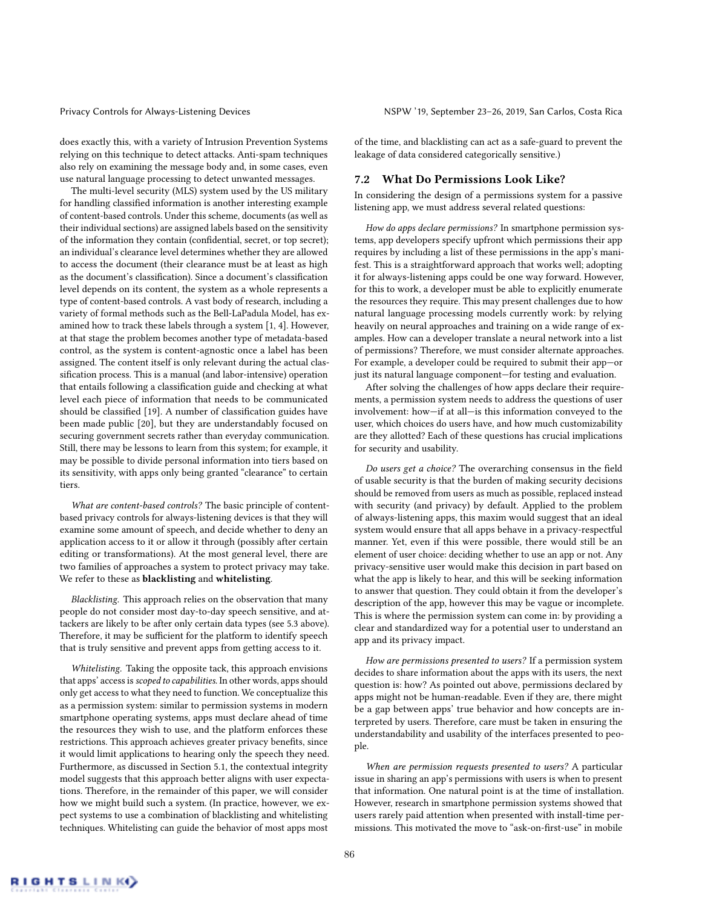does exactly this, with a variety of Intrusion Prevention Systems relying on this technique to detect attacks. Anti-spam techniques also rely on examining the message body and, in some cases, even use natural language processing to detect unwanted messages.

The multi-level security (MLS) system used by the US military for handling classified information is another interesting example of content-based controls. Under this scheme, documents (as well as their individual sections) are assigned labels based on the sensitivity of the information they contain (confidential, secret, or top secret); an individual's clearance level determines whether they are allowed to access the document (their clearance must be at least as high as the document's classification). Since a document's classification level depends on its content, the system as a whole represents a type of content-based controls. A vast body of research, including a variety of formal methods such as the Bell-LaPadula Model, has examined how to track these labels through a system [1, 4]. However, at that stage the problem becomes another type of metadata-based control, as the system is content-agnostic once a label has been assigned. The content itself is only relevant during the actual classification process. This is a manual (and labor-intensive) operation that entails following a classification guide and checking at what level each piece of information that needs to be communicated should be classified [19]. A number of classification guides have been made public [20], but they are understandably focused on securing government secrets rather than everyday communication. Still, there may be lessons to learn from this system; for example, it may be possible to divide personal information into tiers based on its sensitivity, with apps only being granted "clearance" to certain tiers.

*What are content-based controls?* The basic principle of content-based privacy controls for always-listening devices is that they will examine some amount of speech, and decide whether to deny an application access to it or allow it through (possibly after certain editing or transformations). At the most general level, there are two families of approaches a system to protect privacy may take. We refer to these as **blacklisting** and **whitelisting**.

*Blacklisting.* This approach relies on the observation that many people do not consider most day-to-day speech sensitive, and attackers are likely to be after only certain data types (see 5.3 above). Therefore, it may be sufficient for the platform to identify speech that is truly sensitive and prevent apps from getting access to it.

*Whitelisting.* Taking the opposite tack, this approach envisions that apps' access is *scoped to capabilities*. In other words, apps should only get access to what they need to function. We conceptualize this as a permission system: similar to permission systems in modern smartphone operating systems, apps must declare ahead of time the resources they wish to use, and the platform enforces these restrictions. This approach achieves greater privacy benefits, since it would limit applications to hearing only the speech they need. Furthermore, as discussed in Section 5.1, the contextual integrity model suggests that this approach better aligns with user expectations. Therefore, in the remainder of this paper, we will consider how we might build such a system. (In practice, however, we expect systems to use a combination of blacklisting and whitelisting techniques. Whitelisting can guide the behavior of most apps most of the time, and blacklisting can act as a safe-guard to prevent the leakage of data considered categorically sensitive.)

## 7.2 What Do Permissions Look Like?

In considering the design of a permissions system for a passive listening app, we must address several related questions:

*How do apps declare permissions?* In smartphone permission systems, app developers specify upfront which permissions their app requires by including a list of these permissions in the app's manifest. This is a straightforward approach that works well; adopting it for always-listening apps could be one way forward. However, for this to work, a developer must be able to explicitly enumerate the resources they require. This may present challenges due to how natural language processing models currently work: by relying heavily on neural approaches and training on a wide range of examples. How can a developer translate a neural network into a list of permissions? Therefore, we must consider alternate approaches. For example, a developer could be required to submit their app—or just its natural language component—for testing and evaluation.

After solving the challenges of how apps declare their requirements, a permission system needs to address the questions of user involvement: how—if at all—is this information conveyed to the user, which choices do users have, and how much customizability are they allotted? Each of these questions has crucial implications for security and usability.

*Do users get a choice?* The overarching consensus in the field of usable security is that the burden of making security decisions should be removed from users as much as possible, replaced instead with security (and privacy) by default. Applied to the problem of always-listening apps, this maxim would suggest that an ideal system would ensure that all apps behave in a privacy-respectful manner. Yet, even if this were possible, there would still be an element of user choice: deciding whether to use an app or not. Any privacy-sensitive user would make this decision in part based on what the app is likely to hear, and this will be seeking information to answer that question. They could obtain it from the developer's description of the app, however this may be vague or incomplete. This is where the permission system can come in: by providing a clear and standardized way for a potential user to understand an app and its privacy impact.

*How are permissions presented to users?* If a permission system decides to share information about the apps with its users, the next question is: how? As pointed out above, permissions declared by apps might not be human-readable. Even if they are, there might be a gap between apps' true behavior and how concepts are interpreted by users. Therefore, care must be taken in ensuring the understandability and usability of the interfaces presented to people.

*When are permission requests presented to users?* A particular issue in sharing an app's permissions with users is when to present that information. One natural point is at the time of installation. However, research in smartphone permission systems showed that users rarely paid attention when presented with install-time permissions. This motivated the move to "ask-on-first-use" in mobile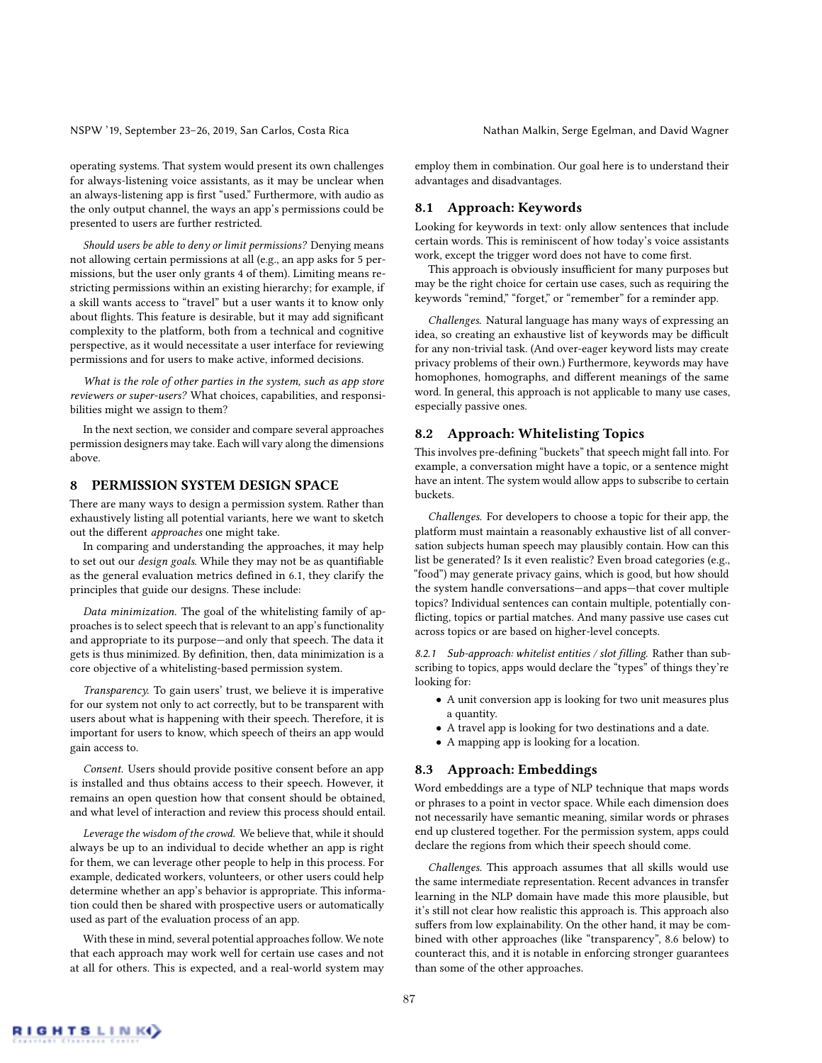operating systems. That system would present its own challenges for always-listening voice assistants, as it may be unclear when an always-listening app is first "used." Furthermore, with audio as the only output channel, the ways an app's permissions could be presented to users are further restricted.

*Should users be able to deny or limit permissions?* Denying means not allowing certain permissions at all (e.g., an app asks for 5 permissions, but the user only grants 4 of them). Limiting means restricting permissions within an existing hierarchy; for example, if a skill wants access to "travel" but a user wants it to know only about flights. This feature is desirable, but it may add significant complexity to the platform, both from a technical and cognitive perspective, as it would necessitate a user interface for reviewing permissions and for users to make active, informed decisions.

*What is the role of other parties in the system, such as app store reviewers or super-users?* What choices, capabilities, and responsibilities might we assign to them?

In the next section, we consider and compare several approaches permission designers may take. Each will vary along the dimensions above.

## 8 PERMISSION SYSTEM DESIGN SPACE

There are many ways to design a permission system. Rather than exhaustively listing all potential variants, here we want to sketch out the different *approaches* one might take.

In comparing and understanding the approaches, it may help to set out our *design goals*. While they may not be as quantifiable as the general evaluation metrics defined in 6.1, they clarify the principles that guide our designs. These include:

*Data minimization.* The goal of the whitelisting family of approaches is to select speech that is relevant to an app's functionality and appropriate to its purpose—and only that speech. The data it gets is thus minimized. By definition, then, data minimization is a core objective of a whitelisting-based permission system.

*Transparency.* To gain users' trust, we believe it is imperative for our system not only to act correctly, but to be transparent with users about what is happening with their speech. Therefore, it is important for users to know, which speech of theirs an app would gain access to.

*Consent.* Users should provide positive consent before an app is installed and thus obtains access to their speech. However, it remains an open question how that consent should be obtained, and what level of interaction and review this process should entail.

*Leverage the wisdom of the crowd.* We believe that, while it should always be up to an individual to decide whether an app is right for them, we can leverage other people to help in this process. For example, dedicated workers, volunteers, or other users could help determine whether an app's behavior is appropriate. This information could then be shared with prospective users or automatically used as part of the evaluation process of an app.

With these in mind, several potential approaches follow. We note that each approach may work well for certain use cases and not at all for others. This is expected, and a real-world system may employ them in combination. Our goal here is to understand their advantages and disadvantages.

### 8.1 Approach: Keywords

Looking for keywords in text: only allow sentences that include certain words. This is reminiscent of how today's voice assistants work, except the trigger word does not have to come first.

This approach is obviously insufficient for many purposes but may be the right choice for certain use cases, such as requiring the keywords "remind," "forget," or "remember" for a reminder app.

*Challenges.* Natural language has many ways of expressing an idea, so creating an exhaustive list of keywords may be difficult for any non-trivial task. (And over-eager keyword lists may create privacy problems of their own.) Furthermore, keywords may have homophones, homographs, and different meanings of the same word. In general, this approach is not applicable to many use cases, especially passive ones.

### 8.2 Approach: Whitelisting Topics

This involves pre-defining "buckets" that speech might fall into. For example, a conversation might have a topic, or a sentence might have an intent. The system would allow apps to subscribe to certain buckets.

*Challenges.* For developers to choose a topic for their app, the platform must maintain a reasonably exhaustive list of all conversation subjects human speech may plausibly contain. How can this list be generated? Is it even realistic? Even broad categories (e.g., "food") may generate privacy gains, which is good, but how should the system handle conversations—and apps—that cover multiple topics? Individual sentences can contain multiple, potentially conflicting, topics or partial matches. And many passive use cases cut across topics or are based on higher-level concepts.

*8.2.1 Sub-approach: whitelist entities / slot filling.* Rather than subscribing to topics, apps would declare the "types" of things they're looking for:

- A unit conversion app is looking for two unit measures plus a quantity.
- A travel app is looking for two destinations and a date.
- A mapping app is looking for a location.

### 8.3 Approach: Embeddings

Word embeddings are a type of NLP technique that maps words or phrases to a point in vector space. While each dimension does not necessarily have semantic meaning, similar words or phrases end up clustered together. For the permission system, apps could declare the regions from which their speech should come.

*Challenges.* This approach assumes that all skills would use the same intermediate representation. Recent advances in transfer learning in the NLP domain have made this more plausible, but it's still not clear how realistic this approach is. This approach also suffers from low explainability. On the other hand, it may be combined with other approaches (like "transparency", 8.6 below) to counteract this, and it is notable in enforcing stronger guarantees than some of the other approaches.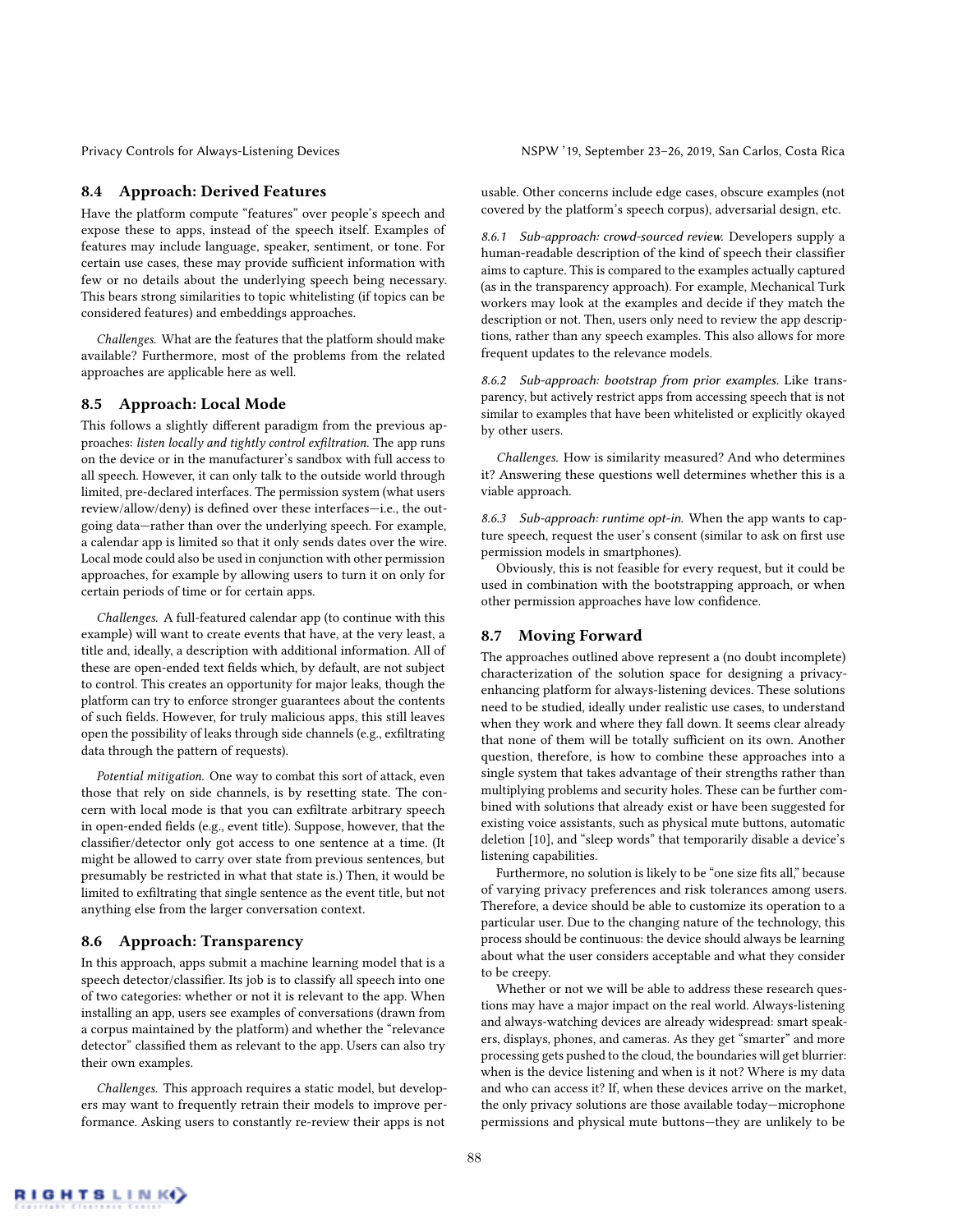### 8.4 Approach: Derived Features

Have the platform compute "features" over people's speech and expose these to apps, instead of the speech itself. Examples of features may include language, speaker, sentiment, or tone. For certain use cases, these may provide sufficient information with few or no details about the underlying speech being necessary. This bears strong similarities to topic whitelisting (if topics can be considered features) and embeddings approaches.

*Challenges.* What are the features that the platform should make available? Furthermore, most of the problems from the related approaches are applicable here as well.

### 8.5 Approach: Local Mode

This follows a slightly different paradigm from the previous approaches: *listen locally and tightly control exfiltration.* The app runs on the device or in the manufacturer's sandbox with full access to all speech. However, it can only talk to the outside world through limited, pre-declared interfaces. The permission system (what users review/allow/deny) is defined over these interfaces—i.e., the outgoing data—rather than over the underlying speech. For example, a calendar app is limited so that it only sends dates over the wire. Local mode could also be used in conjunction with other permission approaches, for example by allowing users to turn it on only for certain periods of time or for certain apps.

*Challenges.* A full-featured calendar app (to continue with this example) will want to create events that have, at the very least, a title and, ideally, a description with additional information. All of these are open-ended text fields which, by default, are not subject to control. This creates an opportunity for major leaks, though the platform can try to enforce stronger guarantees about the contents of such fields. However, for truly malicious apps, this still leaves open the possibility of leaks through side channels (e.g., exfiltrating data through the pattern of requests).

*Potential mitigation.* One way to combat this sort of attack, even those that rely on side channels, is by resetting state. The concern with local mode is that you can exfiltrate arbitrary speech in open-ended fields (e.g., event title). Suppose, however, that the classifier/detector only got access to one sentence at a time. (It might be allowed to carry over state from previous sentences, but presumably be restricted in what that state is.) Then, it would be limited to exfiltrating that single sentence as the event title, but not anything else from the larger conversation context.

### 8.6 Approach: Transparency

In this approach, apps submit a machine learning model that is a speech detector/classifier. Its job is to classify all speech into one of two categories: whether or not it is relevant to the app. When installing an app, users see examples of conversations (drawn from a corpus maintained by the platform) and whether the "relevance detector" classified them as relevant to the app. Users can also try their own examples.

*Challenges.* This approach requires a static model, but developers may want to frequently retrain their models to improve performance. Asking users to constantly re-review their apps is not usable. Other concerns include edge cases, obscure examples (not covered by the platform's speech corpus), adversarial design, etc.

*8.6.1 Sub-approach: crowd-sourced review.* Developers supply a human-readable description of the kind of speech their classifier aims to capture. This is compared to the examples actually captured (as in the transparency approach). For example, Mechanical Turk workers may look at the examples and decide if they match the description or not. Then, users only need to review the app descriptions, rather than any speech examples. This also allows for more frequent updates to the relevance models.

*8.6.2 Sub-approach: bootstrap from prior examples.* Like transparency, but actively restrict apps from accessing speech that is not similar to examples that have been whitelisted or explicitly okayed by other users.

*Challenges.* How is similarity measured? And who determines it? Answering these questions well determines whether this is a viable approach.

*8.6.3 Sub-approach: runtime opt-in.* When the app wants to capture speech, request the user's consent (similar to ask on first use permission models in smartphones).

Obviously, this is not feasible for every request, but it could be used in combination with the bootstrapping approach, or when other permission approaches have low confidence.

### 8.7 Moving Forward

The approaches outlined above represent a (no doubt incomplete) characterization of the solution space for designing a privacy-enhancing platform for always-listening devices. These solutions need to be studied, ideally under realistic use cases, to understand when they work and where they fall down. It seems clear already that none of them will be totally sufficient on its own. Another question, therefore, is how to combine these approaches into a single system that takes advantage of their strengths rather than multiplying problems and security holes. These can be further combined with solutions that already exist or have been suggested for existing voice assistants, such as physical mute buttons, automatic deletion [10], and "sleep words" that temporarily disable a device's listening capabilities.

Furthermore, no solution is likely to be "one size fits all," because of varying privacy preferences and risk tolerances among users. Therefore, a device should be able to customize its operation to a particular user. Due to the changing nature of the technology, this process should be continuous: the device should always be learning about what the user considers acceptable and what they consider to be creepy.

Whether or not we will be able to address these research questions may have a major impact on the real world. Always-listening and always-watching devices are already widespread: smart speakers, displays, phones, and cameras. As they get "smarter" and more processing gets pushed to the cloud, the boundaries will get blurrier: when is the device listening and when is it not? Where is my data and who can access it? If, when these devices arrive on the market, the only privacy solutions are those available today—microphone permissions and physical mute buttons—they are unlikely to be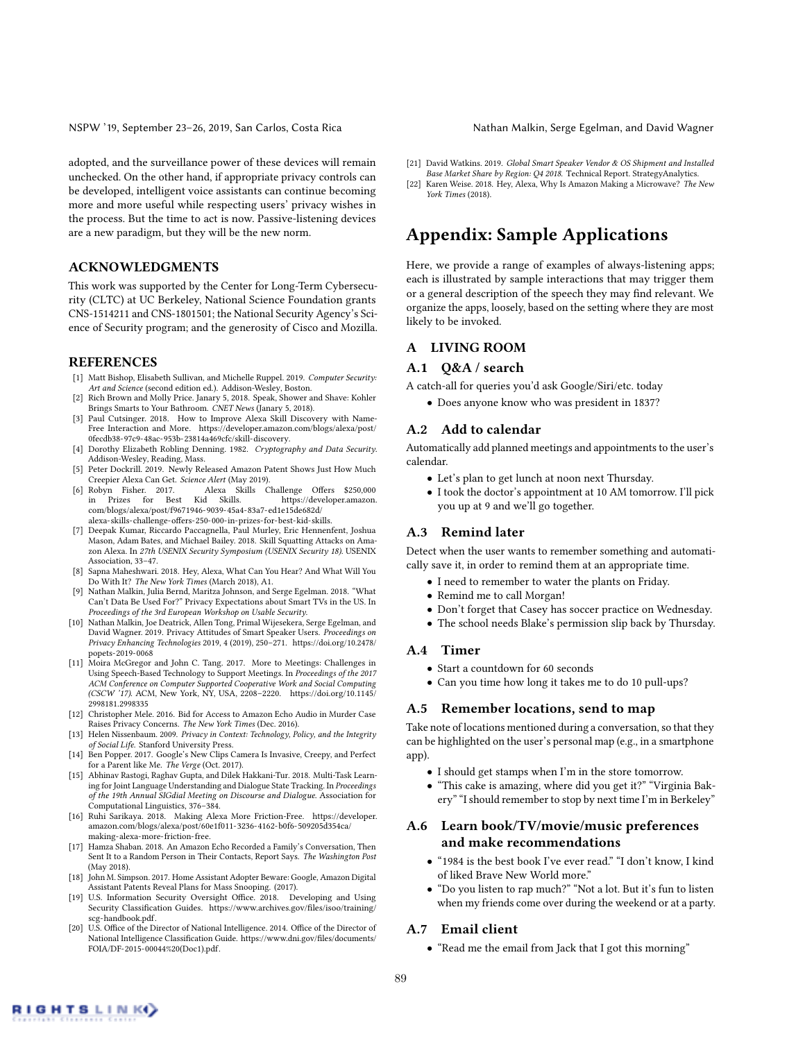adopted, and the surveillance power of these devices will remain unchecked. On the other hand, if appropriate privacy controls can be developed, intelligent voice assistants can continue becoming more and more useful while respecting users' privacy wishes in the process. But the time to act is now. Passive-listening devices are a new paradigm, but they will be the new norm.

## ACKNOWLEDGMENTS

This work was supported by the Center for Long-Term Cybersecurity (CLTC) at UC Berkeley, National Science Foundation grants CNS-1514211 and CNS-1801501; the National Security Agency's Science of Security program; and the generosity of Cisco and Mozilla.

## REFERENCES

- [1] Matt Bishop, Elisabeth Sullivan, and Michelle Ruppel. 2019. *Computer Security: Art and Science* (second edition ed.). Addison-Wesley, Boston.
- [2] Rich Brown and Molly Price. Janary 5, 2018. Speak, Shower and Shave: Kohler Brings Smarts to Your Bathroom. *CNET News* (Janary 5, 2018).
- [3] Paul Cutsinger. 2018. How to Improve Alexa Skill Discovery with Name-Free Interaction and More. https://developer.amazon.com/blogs/alexa/post/0fecdb38-97c9-48ac-953b-23814a469cfc/skill-discovery.
- [4] Dorothy Elizabeth Robling Denning. 1982. *Cryptography and Data Security.* Addison-Wesley, Reading, Mass.
- [5] Peter Dockrill. 2019. Newly Released Amazon Patent Shows Just How Much Creepier Alexa Can Get. *Science Alert* (May 2019).
- [6] Robyn Fisher. 2017. Alexa Skills Challenge Offers $250,000 in Prizes for Best Kid Skills. https://developer.amazon.com/blogs/alexa/post/f9671946-9039-45a4-83a7-ed1e15de682d/alexa-skills-challenge-offers-250-000-in-prizes-for-best-kid-skills.
- [7] Deepak Kumar, Riccardo Paccagnella, Paul Murley, Eric Hennenfent, Joshua Mason, Adam Bates, and Michael Bailey. 2018. Skill Squatting Attacks on Amazon Alexa. In *27th USENIX Security Symposium (USENIX Security 18)*. USENIX Association, 33–47.
- [8] Sapna Maheshwari. 2018. Hey, Alexa, What Can You Hear? And What Will You Do With It? *The New York Times* (March 2018), A1.
- [9] Nathan Malkin, Julia Bernd, Maritza Johnson, and Serge Egelman. 2018. "What Can't Data Be Used For?" Privacy Expectations about Smart TVs in the US. In *Proceedings of the 3rd European Workshop on Usable Security.*
- [10] Nathan Malkin, Joe Deatrick, Allen Tong, Primal Wijesekera, Serge Egelman, and David Wagner. 2019. Privacy Attitudes of Smart Speaker Users. *Proceedings on Privacy Enhancing Technologies* 2019, 4 (2019), 250–271. https://doi.org/10.2478/popets-2019-0068
- [11] Moira McGregor and John C. Tang. 2017. More to Meetings: Challenges in Using Speech-Based Technology to Support Meetings. In *Proceedings of the 2017 ACM Conference on Computer Supported Cooperative Work and Social Computing (CSCW '17)*. ACM, New York, NY, USA, 2208–2220. https://doi.org/10.1145/2998181.2998335
- [12] Christopher Mele. 2016. Bid for Access to Amazon Echo Audio in Murder Case Raises Privacy Concerns. *The New York Times* (Dec. 2016).
- [13] Helen Nissenbaum. 2009. *Privacy in Context: Technology, Policy, and the Integrity of Social Life.* Stanford University Press.
- [14] Ben Popper. 2017. Google's New Clips Camera Is Invasive, Creepy, and Perfect for a Parent like Me. *The Verge* (Oct. 2017).
- [15] Abhinav Rastogi, Raghav Gupta, and Dilek Hakkani-Tur. 2018. Multi-Task Learning for Joint Language Understanding and Dialogue State Tracking. In *Proceedings of the 19th Annual SIGdial Meeting on Discourse and Dialogue.* Association for Computational Linguistics, 376–384.
- [16] Ruhi Sarikaya. 2018. Making Alexa More Friction-Free. https://developer.amazon.com/blogs/alexa/post/60e1f011-3236-4162-b0f6-509205d354ca/making-alexa-more-friction-free.
- [17] Hamza Shaban. 2018. An Amazon Echo Recorded a Family's Conversation, Then Sent It to a Random Person in Their Contacts, Report Says. *The Washington Post* (May 2018).
- [18] John M. Simpson. 2017. Home Assistant Adopter Beware: Google, Amazon Digital Assistant Patents Reveal Plans for Mass Snooping. (2017).
- [19] U.S. Information Security Oversight Office. 2018. Developing and Using Security Classification Guides. https://www.archives.gov/files/isoo/training/scg-handbook.pdf.
- [20] U.S. Office of the Director of National Intelligence. 2014. Office of the Director of National Intelligence Classification Guide. https://www.dni.gov/files/documents/FOIA/DF-2015-00044%20(Doc1).pdf.
- [21] David Watkins. 2019. *Global Smart Speaker Vendor & OS Shipment and Installed Base Market Share by Region: Q4 2018.* Technical Report. StrategyAnalytics.
- [22] Karen Weise. 2018. Hey, Alexa, Why Is Amazon Making a Microwave? *The New York Times* (2018).

# Appendix: Sample Applications

Here, we provide a range of examples of always-listening apps; each is illustrated by sample interactions that may trigger them or a general description of the speech they may find relevant. We organize the apps, loosely, based on the setting where they are most likely to be invoked.

## A LIVING ROOM

### A.1 Q&A / search

A catch-all for queries you'd ask Google/Siri/etc. today

- Does anyone know who was president in 1837?

### A.2 Add to calendar

Automatically add planned meetings and appointments to the user's calendar.

- Let's plan to get lunch at noon next Thursday.
- I took the doctor's appointment at 10 AM tomorrow. I'll pick you up at 9 and we'll go together.

### A.3 Remind later

Detect when the user wants to remember something and automatically save it, in order to remind them at an appropriate time.

- I need to remember to water the plants on Friday.
- Remind me to call Morgan!
- Don't forget that Casey has soccer practice on Wednesday.
- The school needs Blake's permission slip back by Thursday.

### A.4 Timer

- Start a countdown for 60 seconds
- Can you time how long it takes me to do 10 pull-ups?

### A.5 Remember locations, send to map

Take note of locations mentioned during a conversation, so that they can be highlighted on the user's personal map (e.g., in a smartphone app).

- I should get stamps when I'm in the store tomorrow.
- "This cake is amazing, where did you get it?" "Virginia Bakery" "I should remember to stop by next time I'm in Berkeley"

### A.6 Learn book/TV/movie/music preferences and make recommendations

- "1984 is the best book I've ever read." "I don't know, I kind of liked Brave New World more."
- "Do you listen to rap much?" "Not a lot. But it's fun to listen when my friends come over during the weekend or at a party.

### A.7 Email client

- "Read me the email from Jack that I got this morning"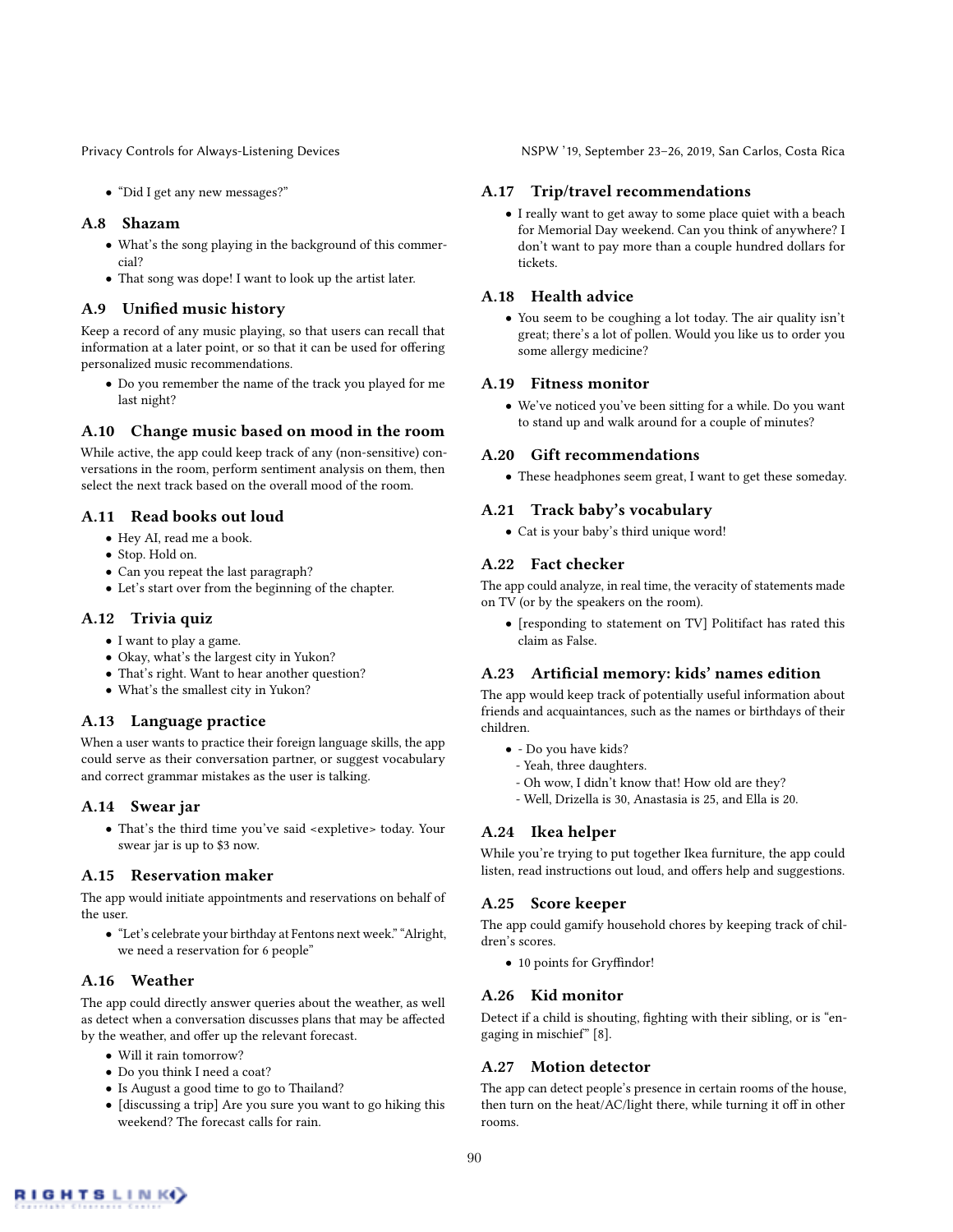- "Did I get any new messages?"

### A.8 Shazam

- What's the song playing in the background of this commercial?
- That song was dope! I want to look up the artist later.

### A.9 Unified music history

Keep a record of any music playing, so that users can recall that information at a later point, or so that it can be used for offering personalized music recommendations.

- Do you remember the name of the track you played for me last night?

### A.10 Change music based on mood in the room

While active, the app could keep track of any (non-sensitive) conversations in the room, perform sentiment analysis on them, then select the next track based on the overall mood of the room.

### A.11 Read books out loud

- Hey AI, read me a book.
- Stop. Hold on.
- Can you repeat the last paragraph?
- Let's start over from the beginning of the chapter.

### A.12 Trivia quiz

- I want to play a game.
- Okay, what's the largest city in Yukon?
- That's right. Want to hear another question?
- What's the smallest city in Yukon?

### A.13 Language practice

When a user wants to practice their foreign language skills, the app could serve as their conversation partner, or suggest vocabulary and correct grammar mistakes as the user is talking.

### A.14 Swear jar

- That's the third time you've said <expletive> today. Your swear jar is up to $3 now.

### A.15 Reservation maker

The app would initiate appointments and reservations on behalf of the user.

- "Let's celebrate your birthday at Fentons next week." "Alright, we need a reservation for 6 people"

### A.16 Weather

The app could directly answer queries about the weather, as well as detect when a conversation discusses plans that may be affected by the weather, and offer up the relevant forecast.

- Will it rain tomorrow?
- Do you think I need a coat?
- Is August a good time to go to Thailand?
- [discussing a trip] Are you sure you want to go hiking this weekend? The forecast calls for rain.

### A.17 Trip/travel recommendations

- I really want to get away to some place quiet with a beach for Memorial Day weekend. Can you think of anywhere? I don't want to pay more than a couple hundred dollars for tickets.

### A.18 Health advice

- You seem to be coughing a lot today. The air quality isn't great; there's a lot of pollen. Would you like us to order you some allergy medicine?

### A.19 Fitness monitor

- We've noticed you've been sitting for a while. Do you want to stand up and walk around for a couple of minutes?

### A.20 Gift recommendations

- These headphones seem great, I want to get these someday.

### A.21 Track baby's vocabulary

- Cat is your baby's third unique word!

### A.22 Fact checker

The app could analyze, in real time, the veracity of statements made on TV (or by the speakers on the room).

- [responding to statement on TV] Politifact has rated this claim as False.

### A.23 Artificial memory: kids' names edition

The app would keep track of potentially useful information about friends and acquaintances, such as the names or birthdays of their children.

- - Do you have kids?
  - Yeah, three daughters.
  - Oh wow, I didn't know that! How old are they?
  - Well, Drizella is 30, Anastasia is 25, and Ella is 20.

### A.24 Ikea helper

While you're trying to put together Ikea furniture, the app could listen, read instructions out loud, and offers help and suggestions.

### A.25 Score keeper

The app could gamify household chores by keeping track of children's scores.

- 10 points for Gryffindor!

### A.26 Kid monitor

Detect if a child is shouting, fighting with their sibling, or is "engaging in mischief" [8].

### A.27 Motion detector

The app can detect people's presence in certain rooms of the house, then turn on the heat/AC/light there, while turning it off in other rooms.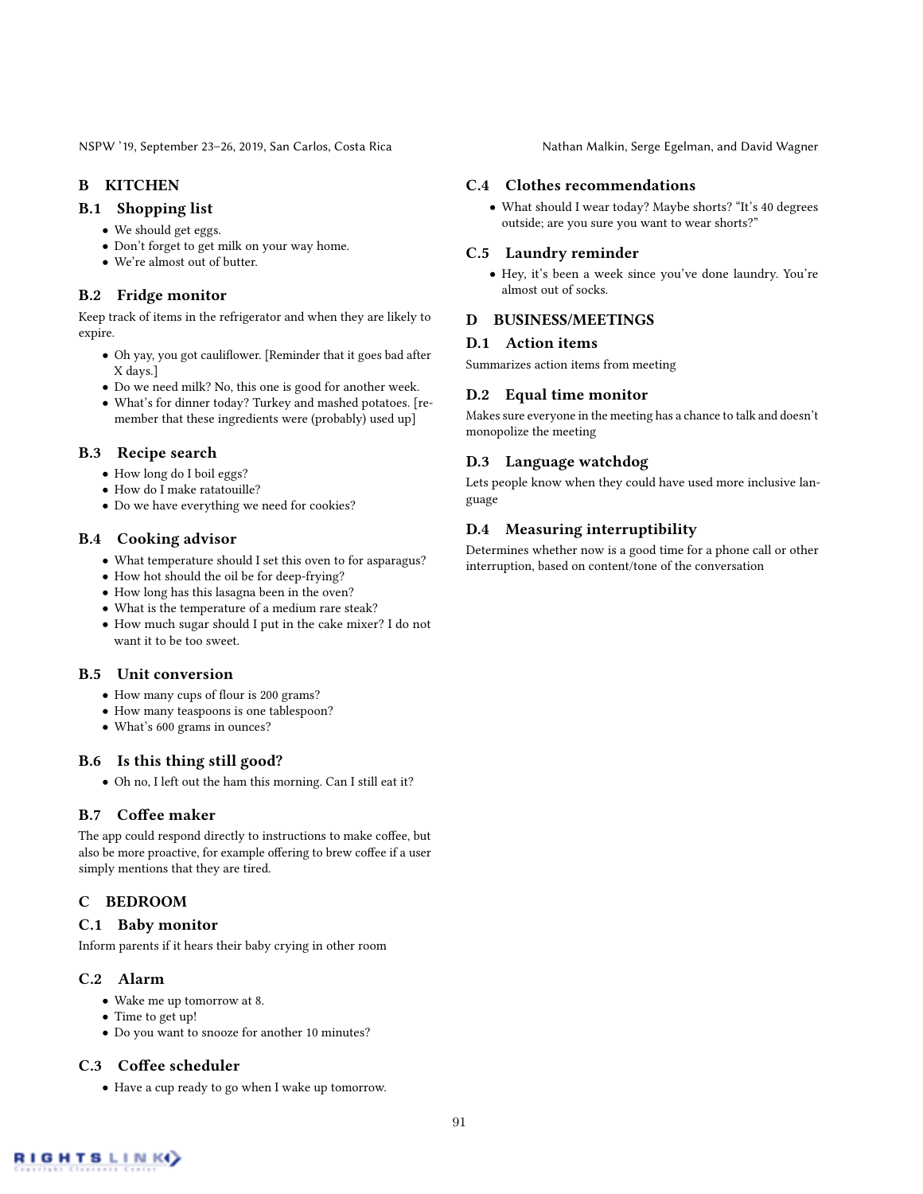## B KITCHEN

### B.1 Shopping list

- We should get eggs.
- Don't forget to get milk on your way home.
- We're almost out of butter.

### B.2 Fridge monitor

Keep track of items in the refrigerator and when they are likely to expire.

- Oh yay, you got cauliflower. [Reminder that it goes bad after X days.]
- Do we need milk? No, this one is good for another week.
- What's for dinner today? Turkey and mashed potatoes. [remember that these ingredients were (probably) used up]

### B.3 Recipe search

- How long do I boil eggs?
- How do I make ratatouille?
- Do we have everything we need for cookies?

### B.4 Cooking advisor

- What temperature should I set this oven to for asparagus?
- How hot should the oil be for deep-frying?
- How long has this lasagna been in the oven?
- What is the temperature of a medium rare steak?
- How much sugar should I put in the cake mixer? I do not want it to be too sweet.

### B.5 Unit conversion

- How many cups of flour is 200 grams?
- How many teaspoons is one tablespoon?
- What's 600 grams in ounces?

### B.6 Is this thing still good?

- Oh no, I left out the ham this morning. Can I still eat it?

### B.7 Coffee maker

The app could respond directly to instructions to make coffee, but also be more proactive, for example offering to brew coffee if a user simply mentions that they are tired.

## C BEDROOM

### C.1 Baby monitor

Inform parents if it hears their baby crying in other room

### C.2 Alarm

- Wake me up tomorrow at 8.
- Time to get up!
- Do you want to snooze for another 10 minutes?

### C.3 Coffee scheduler

- Have a cup ready to go when I wake up tomorrow.

### C.4 Clothes recommendations

- What should I wear today? Maybe shorts? "It's 40 degrees outside; are you sure you want to wear shorts?"

### C.5 Laundry reminder

- Hey, it's been a week since you've done laundry. You're almost out of socks.

## D BUSINESS/MEETINGS

### D.1 Action items

Summarizes action items from meeting

### D.2 Equal time monitor

Makes sure everyone in the meeting has a chance to talk and doesn't monopolize the meeting

### D.3 Language watchdog

Lets people know when they could have used more inclusive language

### D.4 Measuring interruptibility

Determines whether now is a good time for a phone call or other interruption, based on content/tone of the conversation